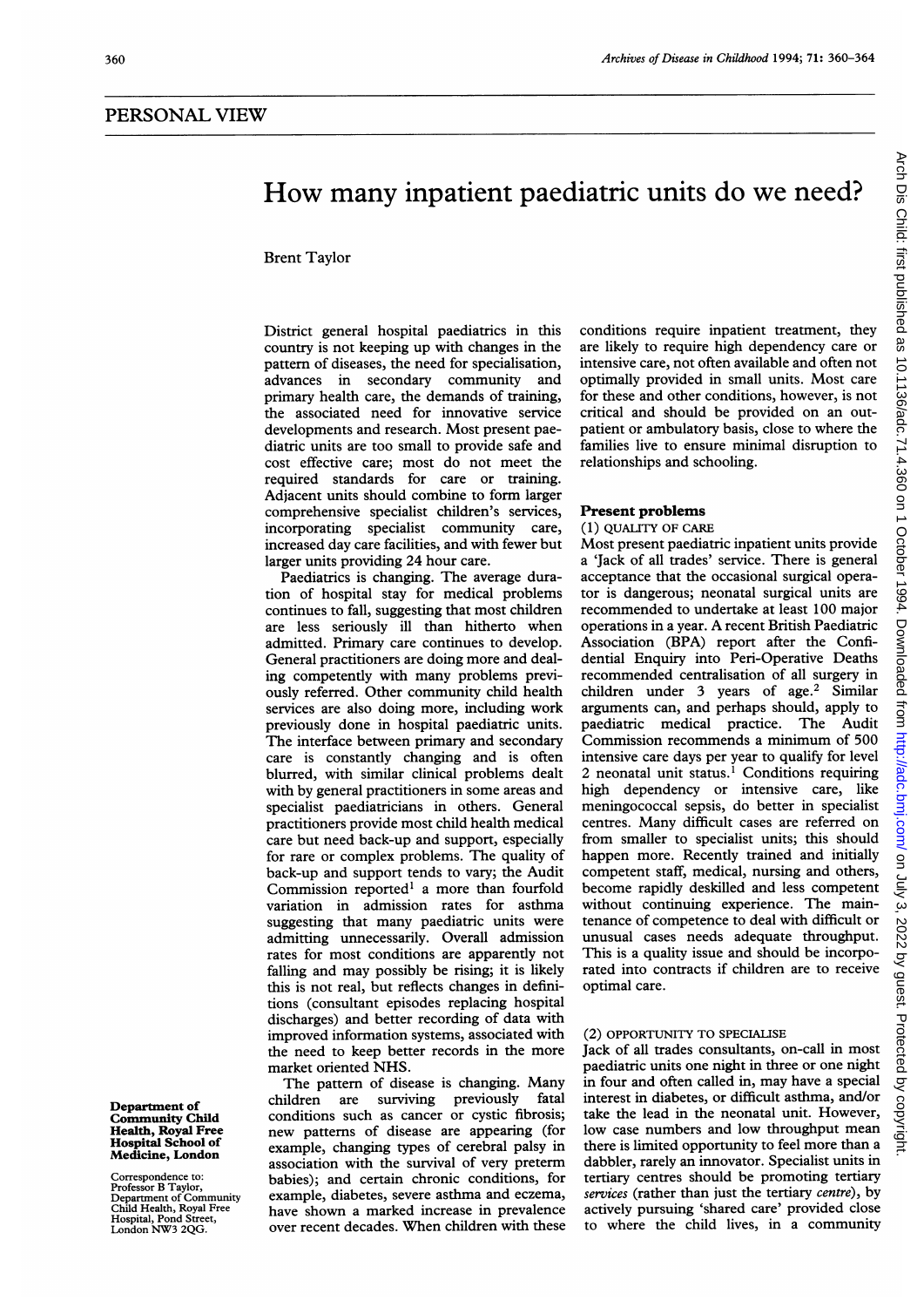## PERSONAL VIEW

# How many inpatient paediatric units do we need?

Brent Taylor

District general hospital paediatrics in this country is not keeping up with changes in the pattern of diseases, the need for specialisation, advances in secondary community and primary health care, the demands of training, the associated need for innovative service developments and research. Most present paediatric units are too small to provide safe and cost effective care; most do not meet the required standards for care or training. Adjacent units should combine to form larger comprehensive specialist children's services, incorporating specialist community care, increased day care facilities, and with fewer but larger units providing 24 hour care.

Paediatrics is changing. The average duration of hospital stay for medical problems continues to fall, suggesting that most children are less seriously ill than hitherto when admitted. Primary care continues to develop. General practitioners are doing more and dealing competently with many problems previously referred. Other community child health services are also doing more, including work previously done in hospital paediatric units. The interface between primary and secondary care is constantly changing and is often blurred, with similar clinical problems dealt with by general practitioners in some areas and specialist paediatricians in others. General practitioners provide most child health medical care but need back-up and support, especially for rare or complex problems. The quality of back-up and support tends to vary; the Audit Commission reported[1] a more than fourfold variation in admission rates for asthma suggesting that many paediatric units were admitting unnecessarily. Overall admission rates for most conditions are apparently not falling and may possibly be rising; it is likely this is not real, but reflects changes in definitions (consultant episodes replacing hospital discharges) and better recording of data with improved information systems, associated with the need to keep better records in the more market oriented NHS.

The pattern of disease is changing. Many children are surviving previously fatal conditions such as cancer or cystic fibrosis; new patterns of disease are appearing (for example, changing types of cerebral palsy in association with the survival of very preterm babies); and certain chronic conditions, for example, diabetes, severe asthma and eczema, have shown a marked increase in prevalence over recent decades. When children with these conditions require inpatient treatment, they are likely to require high dependency care or intensive care, not often available and often not optimally provided in small units. Most care for these and other conditions, however, is not critical and should be provided on an outpatient or ambulatory basis, close to where the families live to ensure minimal disruption to relationships and schooling.

## Present problems

### (1) QUALITY OF CARE

Most present paediatric inpatient units provide a 'Jack of all trades' service. There is general acceptance that the occasional surgical operator is dangerous; neonatal surgical units are recommended to undertake at least 100 major operations in a year. A recent British Paediatric Association (BPA) report after the Confidential Enquiry into Peri-Operative Deaths recommended centralisation of all surgery in children under 3 years of age.[2] Similar arguments can, and perhaps should, apply to paediatric medical practice. The Audit Commission recommends a minimum of 500 intensive care days per year to qualify for level 2 neonatal unit status.[1] Conditions requiring high dependency or intensive care, like meningococcal sepsis, do better in specialist centres. Many difficult cases are referred on from smaller to specialist units; this should happen more. Recently trained and initially competent staff, medical, nursing and others, become rapidly deskilled and less competent without continuing experience. The maintenance of competence to deal with difficult or unusual cases needs adequate throughput. This is a quality issue and should be incorporated into contracts if children are to receive optimal care.

### (2) OPPORTUNITY TO SPECIALISE

Jack of all trades consultants, on-call in most paediatric units one night in three or one night in four and often called in, may have a special interest in diabetes, or difficult asthma, and/or take the lead in the neonatal unit. However, low case numbers and low throughput mean there is limited opportunity to feel more than a dabbler, rarely an innovator. Specialist units in tertiary centres should be promoting tertiary *services* (rather than just the tertiary *centre*), by actively pursuing 'shared care' provided close to where the child lives, in a community

**Department of Community Child Health, Royal Free Hospital School of Medicine, London**

Correspondence to: Professor B Taylor, Department of Community Child Health, Royal Free Hospital, Pond Street, London NW3 2QG.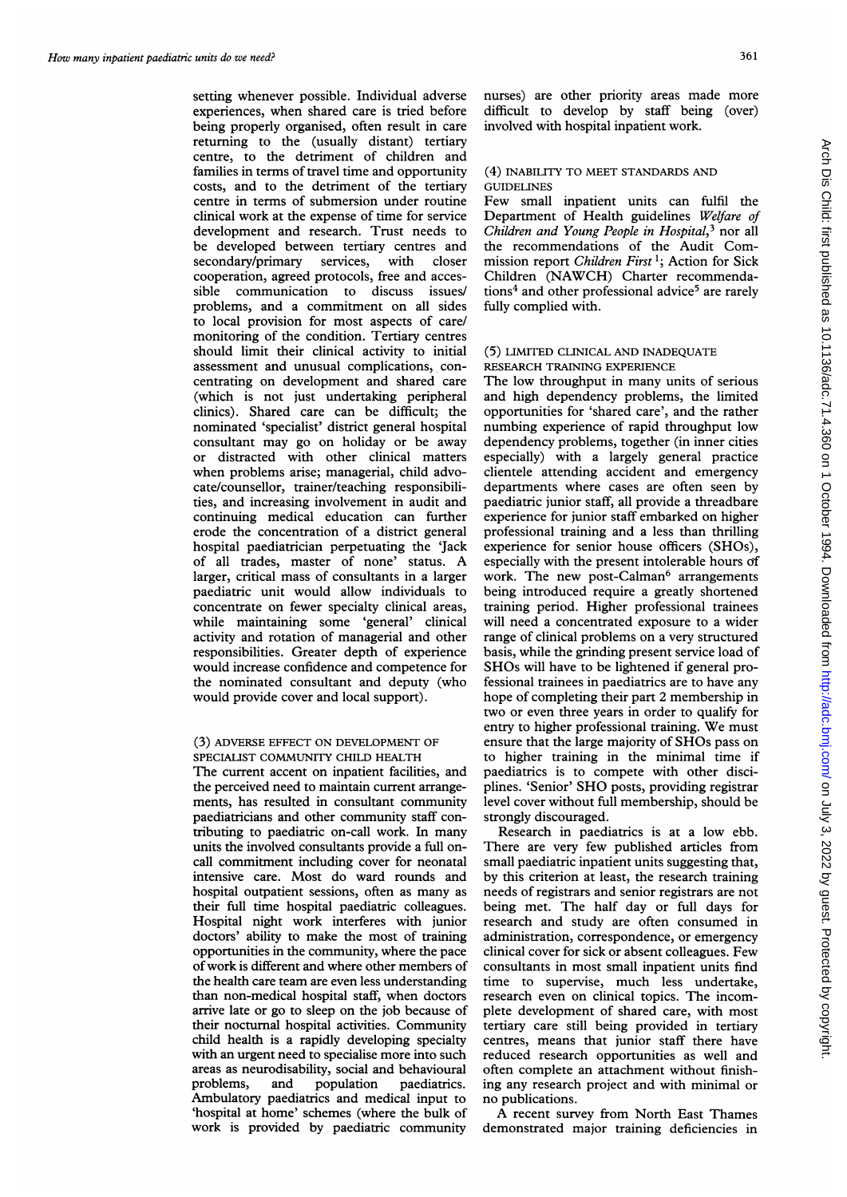setting whenever possible. Individual adverse experiences, when shared care is tried before being properly organised, often result in care returning to the (usually distant) tertiary centre, to the detriment of children and families in terms of travel time and opportunity costs, and to the detriment of the tertiary centre in terms of submersion under routine clinical work at the expense of time for service development and research. Trust needs to be developed between tertiary centres and secondary/primary services, with closer cooperation, agreed protocols, free and accessible communication to discuss issues/problems, and a commitment on all sides to local provision for most aspects of care/monitoring of the condition. Tertiary centres should limit their clinical activity to initial assessment and unusual complications, concentrating on development and shared care (which is not just undertaking peripheral clinics). Shared care can be difficult; the nominated 'specialist' district general hospital consultant may go on holiday or be away or distracted with other clinical matters when problems arise; managerial, child advocate/counsellor, trainer/teaching responsibilities, and increasing involvement in audit and continuing medical education can further erode the concentration of a district general hospital paediatrician perpetuating the 'Jack of all trades, master of none' status. A larger, critical mass of consultants in a larger paediatric unit would allow individuals to concentrate on fewer specialty clinical areas, while maintaining some 'general' clinical activity and rotation of managerial and other responsibilities. Greater depth of experience would increase confidence and competence for the nominated consultant and deputy (who would provide cover and local support).

### (3) ADVERSE EFFECT ON DEVELOPMENT OF SPECIALIST COMMUNITY CHILD HEALTH

The current accent on inpatient facilities, and the perceived need to maintain current arrangements, has resulted in consultant community paediatricians and other community staff contributing to paediatric on-call work. In many units the involved consultants provide a full on-call commitment including cover for neonatal intensive care. Most do ward rounds and hospital outpatient sessions, often as many as their full time hospital paediatric colleagues. Hospital night work interferes with junior doctors' ability to make the most of training opportunities in the community, where the pace of work is different and where other members of the health care team are even less understanding than non-medical hospital staff, when doctors arrive late or go to sleep on the job because of their nocturnal hospital activities. Community child health is a rapidly developing specialty with an urgent need to specialise more into such areas as neurodisability, social and behavioural problems, and population paediatrics. Ambulatory paediatrics and medical input to 'hospital at home' schemes (where the bulk of work is provided by paediatric community nurses) are other priority areas made more difficult to develop by staff being (over) involved with hospital inpatient work.

### (4) INABILITY TO MEET STANDARDS AND GUIDELINES

Few small inpatient units can fulfil the Department of Health guidelines *Welfare of Children and Young People in Hospital*,[3] nor all the recommendations of the Audit Commission report *Children First*[1]; Action for Sick Children (NAWCH) Charter recommendations[4] and other professional advice[5] are rarely fully complied with.

### (5) LIMITED CLINICAL AND INADEQUATE RESEARCH TRAINING EXPERIENCE

The low throughput in many units of serious and high dependency problems, the limited opportunities for 'shared care', and the rather numbing experience of rapid throughput low dependency problems, together (in inner cities especially) with a largely general practice clientele attending accident and emergency departments where cases are often seen by paediatric junior staff, all provide a threadbare experience for junior staff embarked on higher professional training and a less than thrilling experience for senior house officers (SHOs), especially with the present intolerable hours of work. The new post-Calman[6] arrangements being introduced require a greatly shortened training period. Higher professional trainees will need a concentrated exposure to a wider range of clinical problems on a very structured basis, while the grinding present service load of SHOs will have to be lightened if general professional trainees in paediatrics are to have any hope of completing their part 2 membership in two or even three years in order to qualify for entry to higher professional training. We must ensure that the large majority of SHOs pass on to higher training in the minimal time if paediatrics is to compete with other disciplines. 'Senior' SHO posts, providing registrar level cover without full membership, should be strongly discouraged.

Research in paediatrics is at a low ebb. There are very few published articles from small paediatric inpatient units suggesting that, by this criterion at least, the research training needs of registrars and senior registrars are not being met. The half day or full days for research and study are often consumed in administration, correspondence, or emergency clinical cover for sick or absent colleagues. Few consultants in most small inpatient units find time to supervise, much less undertake, research even on clinical topics. The incomplete development of shared care, with most tertiary care still being provided in tertiary centres, means that junior staff there have reduced research opportunities as well and often complete an attachment without finishing any research project and with minimal or no publications.

A recent survey from North East Thames demonstrated major training deficiencies in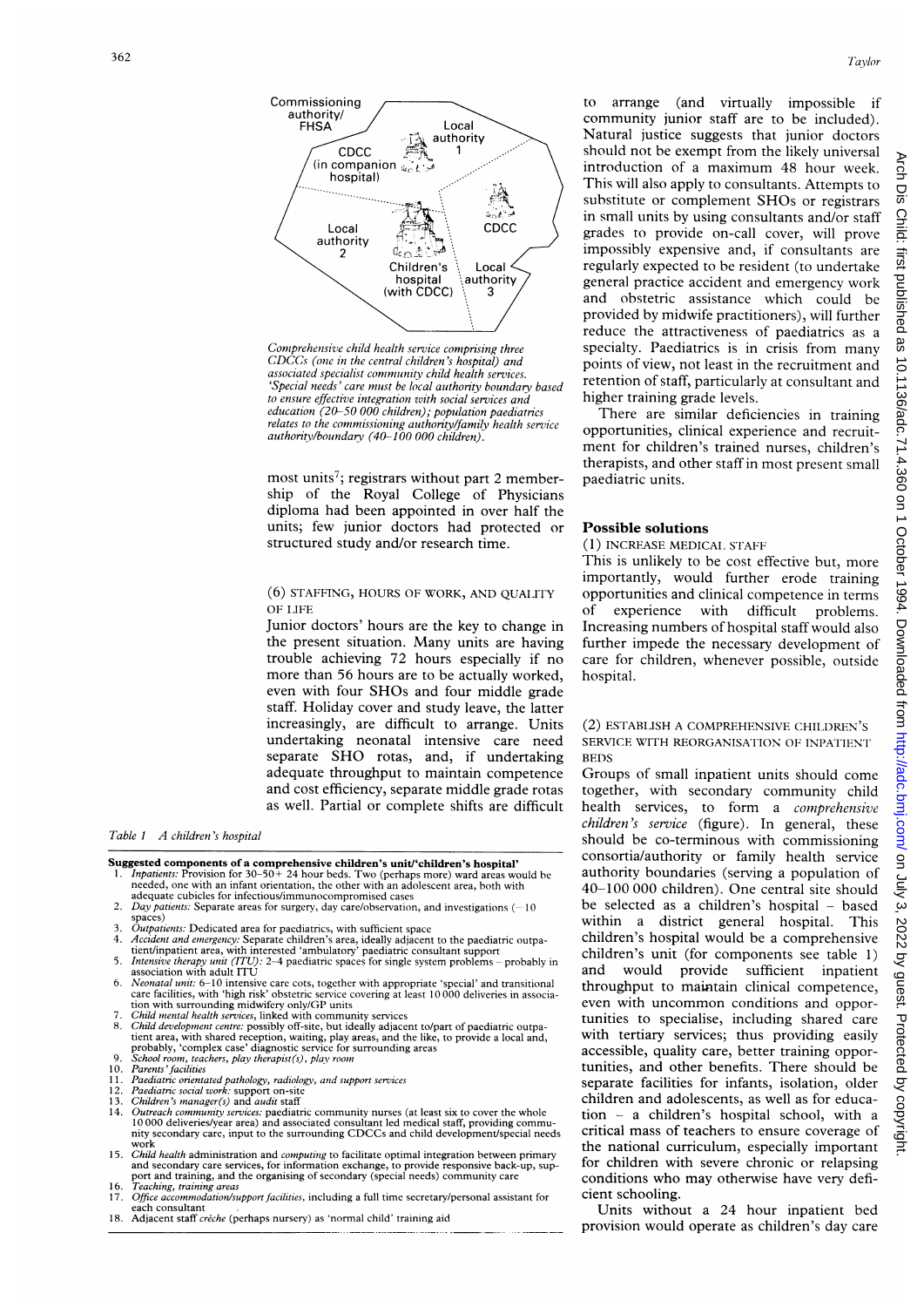Comprehensive child health service comprising three CDCCs (one in the central children's hospital) and associated specialist community child health services. 'Special needs' care must be local authority boundary based to ensure effective integration with social services and education (20–50 000 children); population paediatrics relates to the commissioning authority/family health service authority/boundary (40–100 000 children).

most units[7]; registrars without part 2 membership of the Royal College of Physicians diploma had been appointed in over half the units; few junior doctors had protected or structured study and/or research time.

### (6) STAFFING, HOURS OF WORK, AND QUALITY OF LIFE

Junior doctors' hours are the key to change in the present situation. Many units are having trouble achieving 72 hours especially if no more than 56 hours are to be actually worked, even with four SHOs and four middle grade staff. Holiday cover and study leave, the latter increasingly, are difficult to arrange. Units undertaking neonatal intensive care need separate SHO rotas, and, if undertaking adequate throughput to maintain competence and cost efficiency, separate middle grade rotas as well. Partial or complete shifts are difficult to arrange (and virtually impossible if community junior staff are to be included). Natural justice suggests that junior doctors should not be exempt from the likely universal introduction of a maximum 48 hour week. This will also apply to consultants. Attempts to substitute or complement SHOs or registrars in small units by using consultants and/or staff grades to provide on-call cover, will prove impossibly expensive and, if consultants are regularly expected to be resident (to undertake general practice accident and emergency work and obstetric assistance which could be provided by midwife practitioners), will further reduce the attractiveness of paediatrics as a specialty. Paediatrics is in crisis from many points of view, not least in the recruitment and retention of staff, particularly at consultant and higher training grade levels.

There are similar deficiencies in training opportunities, clinical experience and recruitment for children's trained nurses, children's therapists, and other staff in most present small paediatric units.

*Table 1 A children's hospital*

**Suggested components of a comprehensive children's unit/'children's hospital'**

1. *Inpatients:* Provision for 30–50+ 24 hour beds. Two (perhaps more) ward areas would be needed, one with an infant orientation, the other with an adolescent area, both with adequate cubicles for infectious/immunocompromised cases
2. *Day patients:* Separate areas for surgery, day care/observation, and investigations (~10 spaces)
3. *Outpatients:* Dedicated area for paediatrics, with sufficient space
4. *Accident and emergency:* Separate children's area, ideally adjacent to the paediatric outpatient/inpatient area, with interested 'ambulatory' paediatric consultant support
5. *Intensive therapy unit (ITU):* 2–4 paediatric spaces for single system problems – probably in association with adult ITU
6. *Neonatal unit:* 6–10 intensive care cots, together with appropriate 'special' and transitional care facilities, with 'high risk' obstetric service covering at least 10 000 deliveries in association with surrounding midwifery only/GP units
7. *Child mental health services,* linked with community services
8. *Child development centre:* possibly off-site, but ideally adjacent to/part of paediatric outpatient area, with shared reception, waiting, play areas, and the like, to provide a local and, probably, 'complex case' diagnostic service for surrounding areas
9. *School room, teachers, play therapist(s), play room*
10. *Parents' facilities*
11. *Paediatric orientated pathology, radiology, and support services*
12. *Paediatric social work:* support on-site
13. *Children's manager(s)* and *audit* staff
14. *Outreach community services:* paediatric community nurses (at least six to cover the whole 10 000 deliveries/year area) and associated consultant led medical staff, providing community secondary care, input to the surrounding CDCCs and child development/special needs work
15. *Child health* administration and *computing* to facilitate optimal integration between primary and secondary care services, for information exchange, to provide responsive back-up, support and training, and the organising of secondary (special needs) community care
16. *Teaching, training areas*
17. *Office accommodation/support facilities,* including a full time secretary/personal assistant for each consultant
18. Adjacent staff *crèche* (perhaps nursery) as 'normal child' training aid

## Possible solutions

### (1) INCREASE MEDICAL STAFF

This is unlikely to be cost effective but, more importantly, would further erode training opportunities and clinical competence in terms of experience with difficult problems. Increasing numbers of hospital staff would also further impede the necessary development of care for children, whenever possible, outside hospital.

### (2) ESTABLISH A COMPREHENSIVE CHILDREN'S SERVICE WITH REORGANISATION OF INPATIENT BEDS

Groups of small inpatient units should come together, with secondary community child health services, to form a *comprehensive children's service* (figure). In general, these should be co-terminous with commissioning consortia/authority or family health service authority boundaries (serving a population of 40–100 000 children). One central site should be selected as a children's hospital – based within a district general hospital. This children's hospital would be a comprehensive children's unit (for components see table 1) and would provide sufficient inpatient throughput to maintain clinical competence, even with uncommon conditions and opportunities to specialise, including shared care with tertiary services; thus providing easily accessible, quality care, better training opportunities, and other benefits. There should be separate facilities for infants, isolation, older children and adolescents, as well as for education – a children's hospital school, with a critical mass of teachers to ensure coverage of the national curriculum, especially important for children with severe chronic or relapsing conditions who may otherwise have very deficient schooling.

Units without a 24 hour inpatient bed provision would operate as children's day care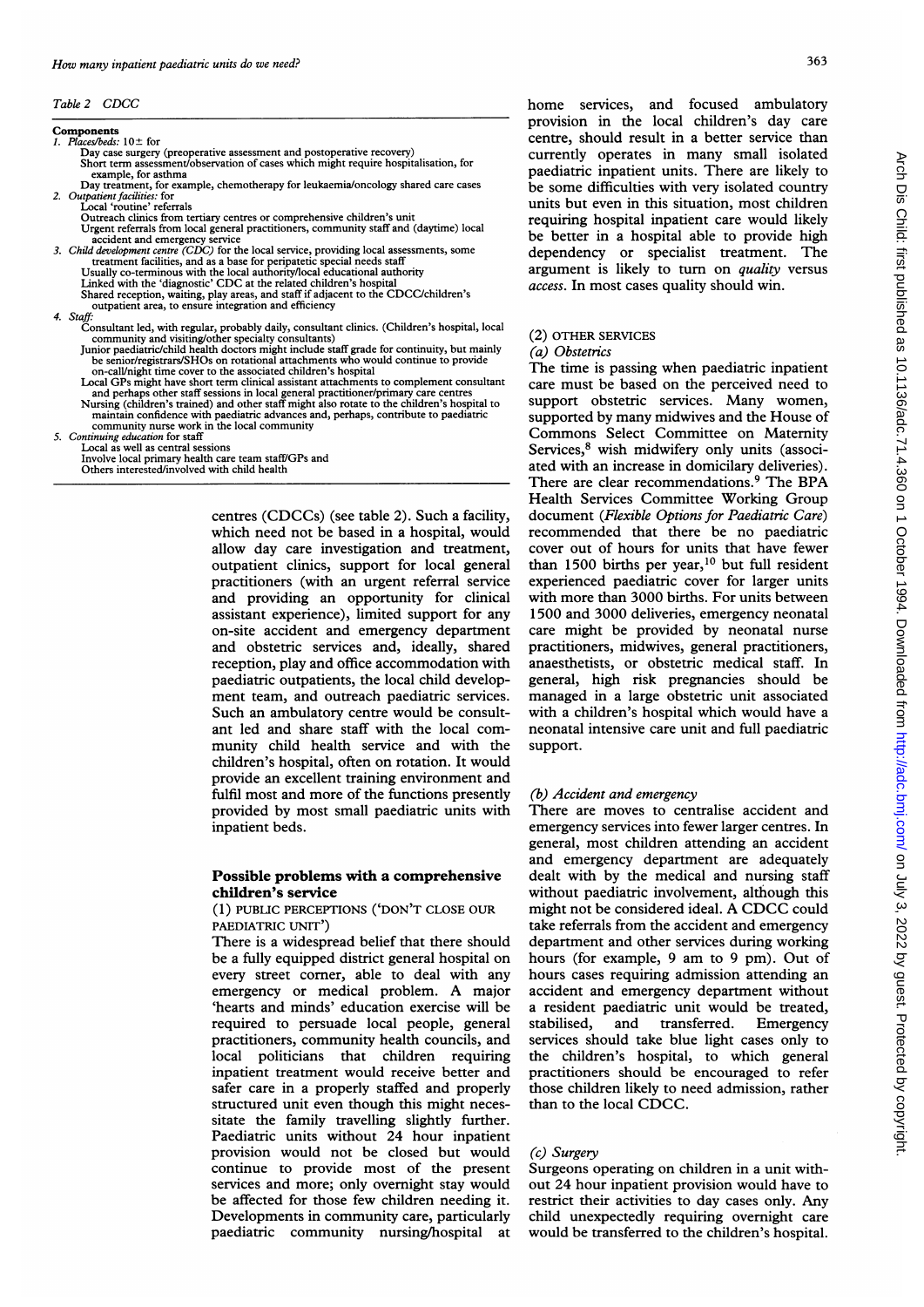*Table 2 CDCC*

**Components**

1. *Places/beds:* 10± for
   - Day case surgery (preoperative assessment and postoperative recovery)
   - Short term assessment/observation of cases which might require hospitalisation, for example, for asthma
   - Day treatment, for example, chemotherapy for leukaemia/oncology shared care cases
2. *Outpatient facilities:* for
   - Local 'routine' referrals
   - Outreach clinics from tertiary centres or comprehensive children's unit
   - Urgent referrals from local general practitioners, community staff and (daytime) local accident and emergency service
3. *Child development centre (CDC)* for the local service, providing local assessments, some treatment facilities, and as a base for peripatetic special needs staff
   - Usually co-terminous with the local authority/local educational authority
   - Linked with the 'diagnostic' CDC at the related children's hospital
   - Shared reception, waiting, play areas, and staff if adjacent to the CDCC/children's outpatient area, to ensure integration and efficiency
4. *Staff:*
   - Consultant led, with regular, probably daily, consultant clinics. (Children's hospital, local community and visiting/other specialty consultants)
   - Junior paediatric/child health doctors might include staff grade for continuity, but mainly be senior/registrars/SHOs on rotational attachments who would continue to provide on-call/night time cover to the associated children's hospital
   - Local GPs might have short term clinical assistant attachments to complement consultant and perhaps other staff sessions in local general practitioner/primary care centres
   - Nursing (children's trained) and other staff might also rotate to the children's hospital to maintain confidence with paediatric advances and, perhaps, contribute to paediatric community nurse work in the local community
5. *Continuing education* for staff
   - Local as well as central sessions
   - Involve local primary health care team staff/GPs and
   - Others interested/involved with child health

centres (CDCCs) (see table 2). Such a facility, which need not be based in a hospital, would allow day care investigation and treatment, outpatient clinics, support for local general practitioners (with an urgent referral service and providing an opportunity for clinical assistant experience), limited support for any on-site accident and emergency department and obstetric services and, ideally, shared reception, play and office accommodation with paediatric outpatients, the local child development team, and outreach paediatric services. Such an ambulatory centre would be consultant led and share staff with the local community child health service and with the children's hospital, often on rotation. It would provide an excellent training environment and fulfil most and more of the functions presently provided by most small paediatric units with inpatient beds.

## Possible problems with a comprehensive children's service

### (1) PUBLIC PERCEPTIONS ('DON'T CLOSE OUR PAEDIATRIC UNIT')

There is a widespread belief that there should be a fully equipped district general hospital on every street corner, able to deal with any emergency or medical problem. A major 'hearts and minds' education exercise will be required to persuade local people, general practitioners, community health councils, and local politicians that children requiring inpatient treatment would receive better and safer care in a properly staffed and properly structured unit even though this might necessitate the family travelling slightly further. Paediatric units without 24 hour inpatient provision would not be closed but would continue to provide most of the present services and more; only overnight stay would be affected for those few children needing it. Developments in community care, particularly paediatric community nursing/hospital at home services, and focused ambulatory provision in the local children's day care centre, should result in a better service than currently operates in many small isolated paediatric inpatient units. There are likely to be some difficulties with very isolated country units but even in this situation, most children requiring hospital inpatient care would likely be better in a hospital able to provide high dependency or specialist treatment. The argument is likely to turn on *quality* versus *access*. In most cases quality should win.

### (2) OTHER SERVICES

#### *(a) Obstetrics*

The time is passing when paediatric inpatient care must be based on the perceived need to support obstetric services. Many women, supported by many midwives and the House of Commons Select Committee on Maternity Services,[8] wish midwifery only units (associated with an increase in domiciliary deliveries). There are clear recommendations.[9] The BPA Health Services Committee Working Group document (*Flexible Options for Paediatric Care*) recommended that there be no paediatric cover out of hours for units that have fewer than 1500 births per year,[10] but full resident experienced paediatric cover for larger units with more than 3000 births. For units between 1500 and 3000 deliveries, emergency neonatal care might be provided by neonatal nurse practitioners, midwives, general practitioners, anaesthetists, or obstetric medical staff. In general, high risk pregnancies should be managed in a large obstetric unit associated with a children's hospital which would have a neonatal intensive care unit and full paediatric support.

#### *(b) Accident and emergency*

There are moves to centralise accident and emergency services into fewer larger centres. In general, most children attending an accident and emergency department are adequately dealt with by the medical and nursing staff without paediatric involvement, although this might not be considered ideal. A CDCC could take referrals from the accident and emergency department and other services during working hours (for example, 9 am to 9 pm). Out of hours cases requiring admission attending an accident and emergency department without a resident paediatric unit would be treated, stabilised, and transferred. Emergency services should take blue light cases only to the children's hospital, to which general practitioners should be encouraged to refer those children likely to need admission, rather than to the local CDCC.

#### *(c) Surgery*

Surgeons operating on children in a unit without 24 hour inpatient provision would have to restrict their activities to day cases only. Any child unexpectedly requiring overnight care would be transferred to the children's hospital.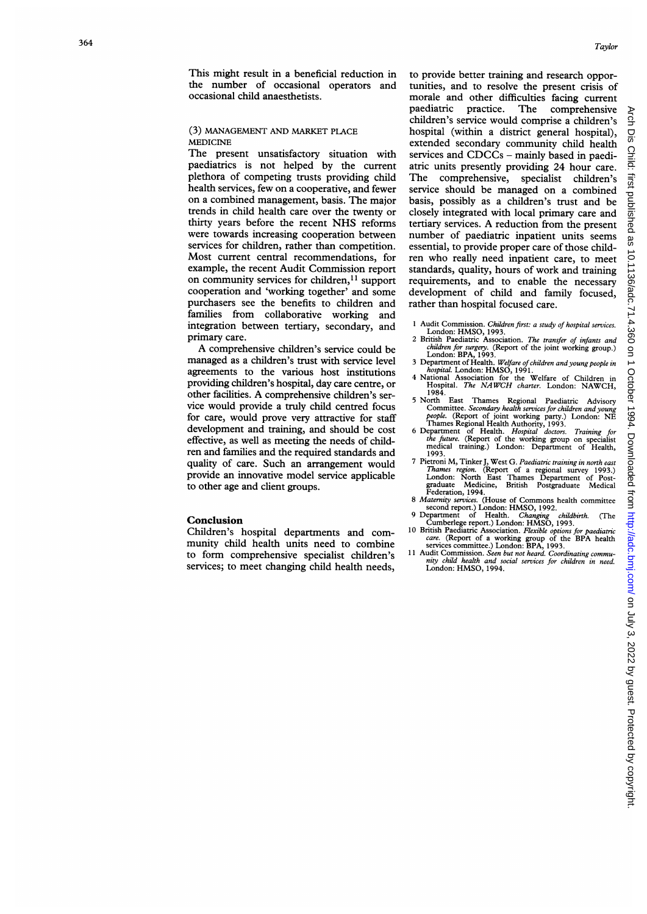This might result in a beneficial reduction in the number of occasional operators and occasional child anaesthetists.

### (3) MANAGEMENT AND MARKET PLACE MEDICINE

The present unsatisfactory situation with paediatrics is not helped by the current plethora of competing trusts providing child health services, few on a cooperative, and fewer on a combined management, basis. The major trends in child health care over the twenty or thirty years before the recent NHS reforms were towards increasing cooperation between services for children, rather than competition. Most current central recommendations, for example, the recent Audit Commission report on community services for children,[11] support cooperation and 'working together' and some purchasers see the benefits to children and families from collaborative working and integration between tertiary, secondary, and primary care.

A comprehensive children's service could be managed as a children's trust with service level agreements to the various host institutions providing children's hospital, day care centre, or other facilities. A comprehensive children's service would provide a truly child centred focus for care, would prove very attractive for staff development and training, and should be cost effective, as well as meeting the needs of children and families and the required standards and quality of care. Such an arrangement would provide an innovative model service applicable to other age and client groups.

## Conclusion

Children's hospital departments and community child health units need to combine to form comprehensive specialist children's services; to meet changing child health needs, to provide better training and research opportunities, and to resolve the present crisis of morale and other difficulties facing current paediatric practice. The comprehensive children's service would comprise a children's hospital (within a district general hospital), extended secondary community child health services and CDCCs – mainly based in paediatric units presently providing 24 hour care. The comprehensive, specialist children's service should be managed on a combined basis, possibly as a children's trust and be closely integrated with local primary care and tertiary services. A reduction from the present number of paediatric inpatient units seems essential, to provide proper care of those children who really need inpatient care, to meet standards, quality, hours of work and training requirements, and to enable the necessary development of child and family focused, rather than hospital focused care.

1 Audit Commission. *Children first: a study of hospital services.* London: HMSO, 1993.
2 British Paediatric Association. *The transfer of infants and children for surgery.* (Report of the joint working group.) London: BPA, 1993.
3 Department of Health. *Welfare of children and young people in hospital.* London: HMSO, 1991.
4 National Association for the Welfare of Children in Hospital. *The NAWCH charter.* London: NAWCH, 1984.
5 North East Thames Regional Paediatric Advisory Committee. *Secondary health services for children and young people.* (Report of joint working party.) London: NE Thames Regional Health Authority, 1993.
6 Department of Health. *Hospital doctors. Training for the future.* (Report of the working group on specialist medical training.) London: Department of Health, 1993.
7 Pietroni M, Tinker J, West G. *Paediatric training in north east Thames region.* (Report of a regional survey 1993.) London: North East Thames Department of Postgraduate Medicine, British Postgraduate Medical Federation, 1994.
8 *Maternity services.* (House of Commons health committee second report.) London: HMSO, 1992.
9 Department of Health. *Changing childbirth.* (The Cumberlege report.) London: HMSO, 1993.
10 British Paediatric Association. *Flexible options for paediatric care.* (Report of a working group of the BPA health services committee.) London: BPA, 1993.
11 Audit Commission. *Seen but not heard. Coordinating community child health and social services for children in need.* London: HMSO, 1994.